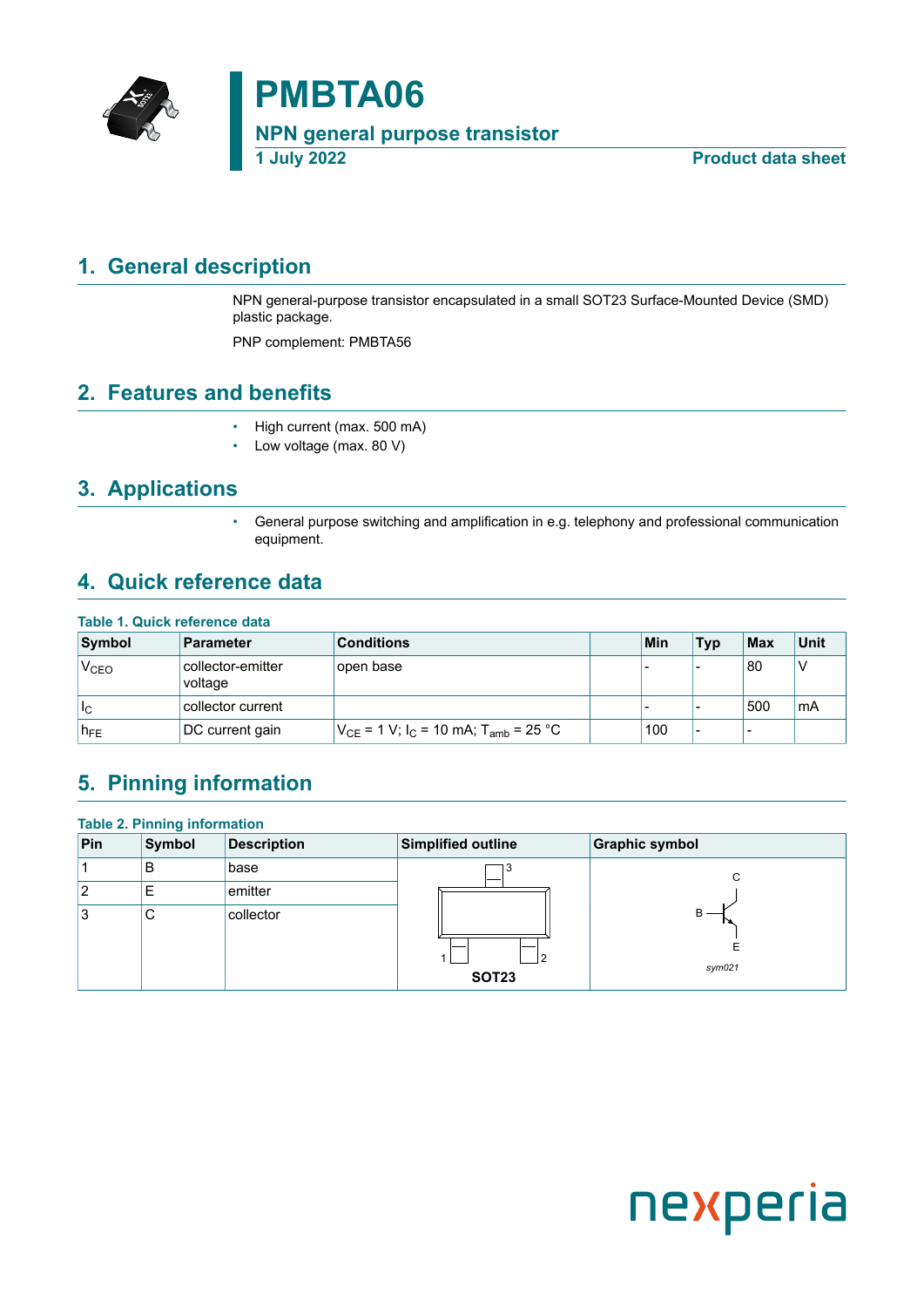# PMBTA06

**NPN general purpose transistor**

**1 July 2022** **Product data sheet**

## 1. General description

NPN general-purpose transistor encapsulated in a small SOT23 Surface-Mounted Device (SMD) plastic package.

PNP complement: PMBTA56

## 2. Features and benefits

- High current (max. 500 mA)
- Low voltage (max. 80 V)

## 3. Applications

- General purpose switching and amplification in e.g. telephony and professional communication equipment.

## 4. Quick reference data

**Table 1. Quick reference data**

| Symbol | Parameter | Conditions | | Min | Typ | Max | Unit |
|---|---|---|---|---|---|---|---|
| $V_{CEO}$ | collector-emitter voltage | open base | | - | - | 80 | V |
| $I_C$ | collector current | | | - | - | 500 | mA |
| $h_{FE}$ | DC current gain | $V_{CE}$ = 1 V; $I_C$ = 10 mA; $T_{amb}$ = 25 °C | | 100 | - | - | |

## 5. Pinning information

**Table 2. Pinning information**

| Pin | Symbol | Description | Simplified outline | Graphic symbol |
|---|---|---|---|---|
| 1 | B | base | SOT23 | sym021 |
| 2 | E | emitter | | |
| 3 | C | collector | | |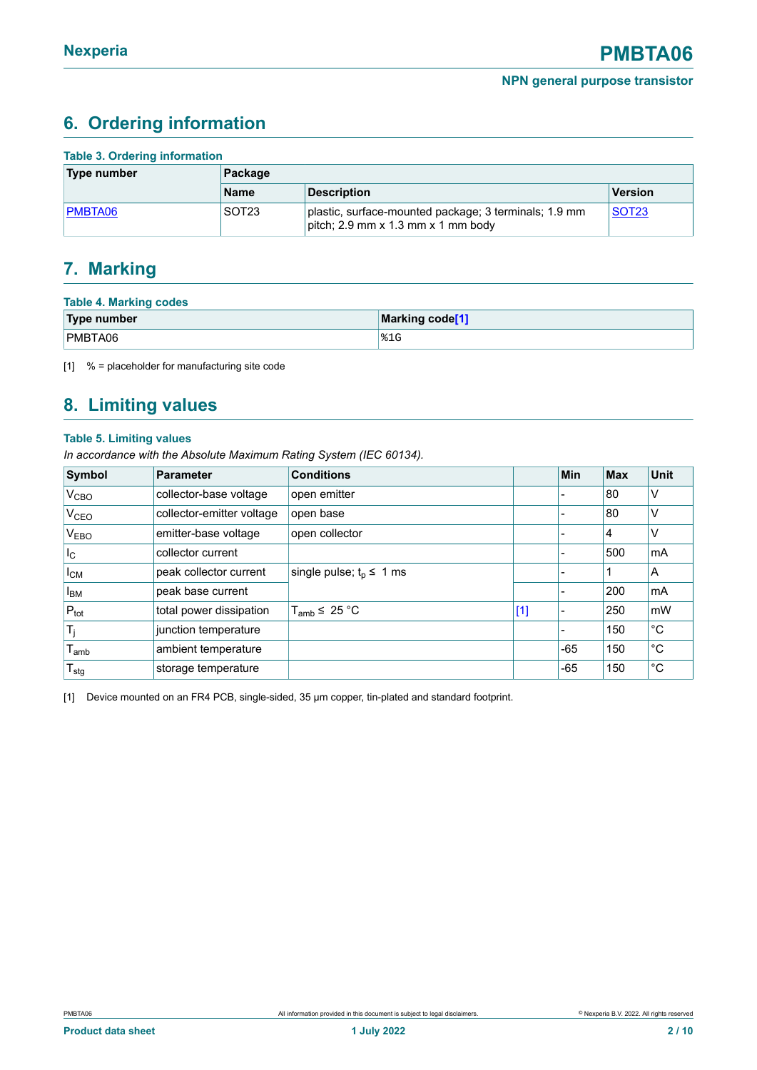## 6. Ordering information

**Table 3. Ordering information**

| Type number | Package | | |
|---|---|---|---|
| | Name | Description | Version |
| PMBTA06 | SOT23 | plastic, surface-mounted package; 3 terminals; 1.9 mm pitch; 2.9 mm x 1.3 mm x 1 mm body | SOT23 |

## 7. Marking

**Table 4. Marking codes**

| Type number | Marking code[1] |
|---|---|
| PMBTA06 | %1G |

[1] % = placeholder for manufacturing site code

## 8. Limiting values

**Table 5. Limiting values**

*In accordance with the Absolute Maximum Rating System (IEC 60134).*

| Symbol | Parameter | Conditions | | Min | Max | Unit |
|---|---|---|---|---|---|---|
| $V_{CBO}$ | collector-base voltage | open emitter | | - | 80 | V |
| $V_{CEO}$ | collector-emitter voltage | open base | | - | 80 | V |
| $V_{EBO}$ | emitter-base voltage | open collector | | - | 4 | V |
| $I_C$ | collector current | | | - | 500 | mA |
| $I_{CM}$ | peak collector current | single pulse; $t_p \leq$ 1 ms | | - | 1 | A |
| $I_{BM}$ | peak base current | | | - | 200 | mA |
| $P_{tot}$ | total power dissipation | $T_{amb} \leq$ 25 °C | [1] | - | 250 | mW |
| $T_j$ | junction temperature | | | - | 150 | °C |
| $T_{amb}$ | ambient temperature | | | -65 | 150 | °C |
| $T_{stg}$ | storage temperature | | | -65 | 150 | °C |

[1] Device mounted on an FR4 PCB, single-sided, 35 µm copper, tin-plated and standard footprint.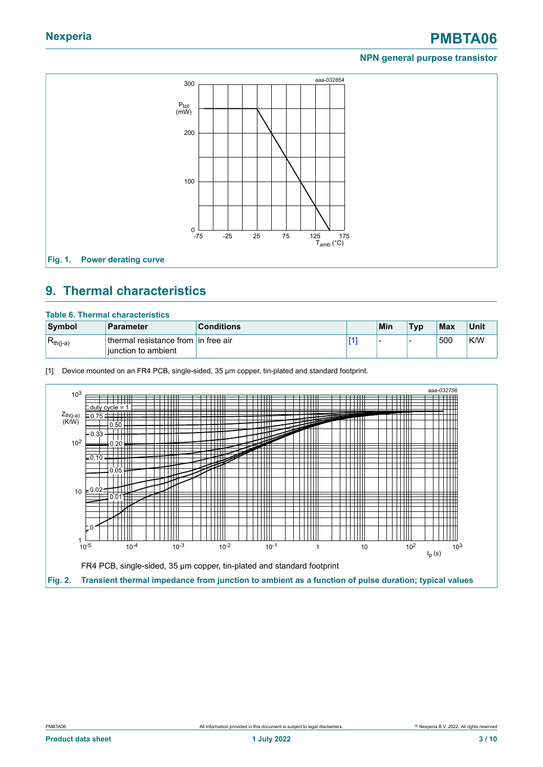Fig. 1. Power derating curve

## 9. Thermal characteristics

**Table 6. Thermal characteristics**

| Symbol | Parameter | Conditions | | Min | Typ | Max | Unit |
|---|---|---|---|---|---|---|---|
| $R_{th(j-a)}$ | thermal resistance from junction to ambient | in free air | [1] | - | - | 500 | K/W |

[1] Device mounted on an FR4 PCB, single-sided, 35 µm copper, tin-plated and standard footprint.

FR4 PCB, single-sided, 35 µm copper, tin-plated and standard footprint

Fig. 2. Transient thermal impedance from junction to ambient as a function of pulse duration; typical values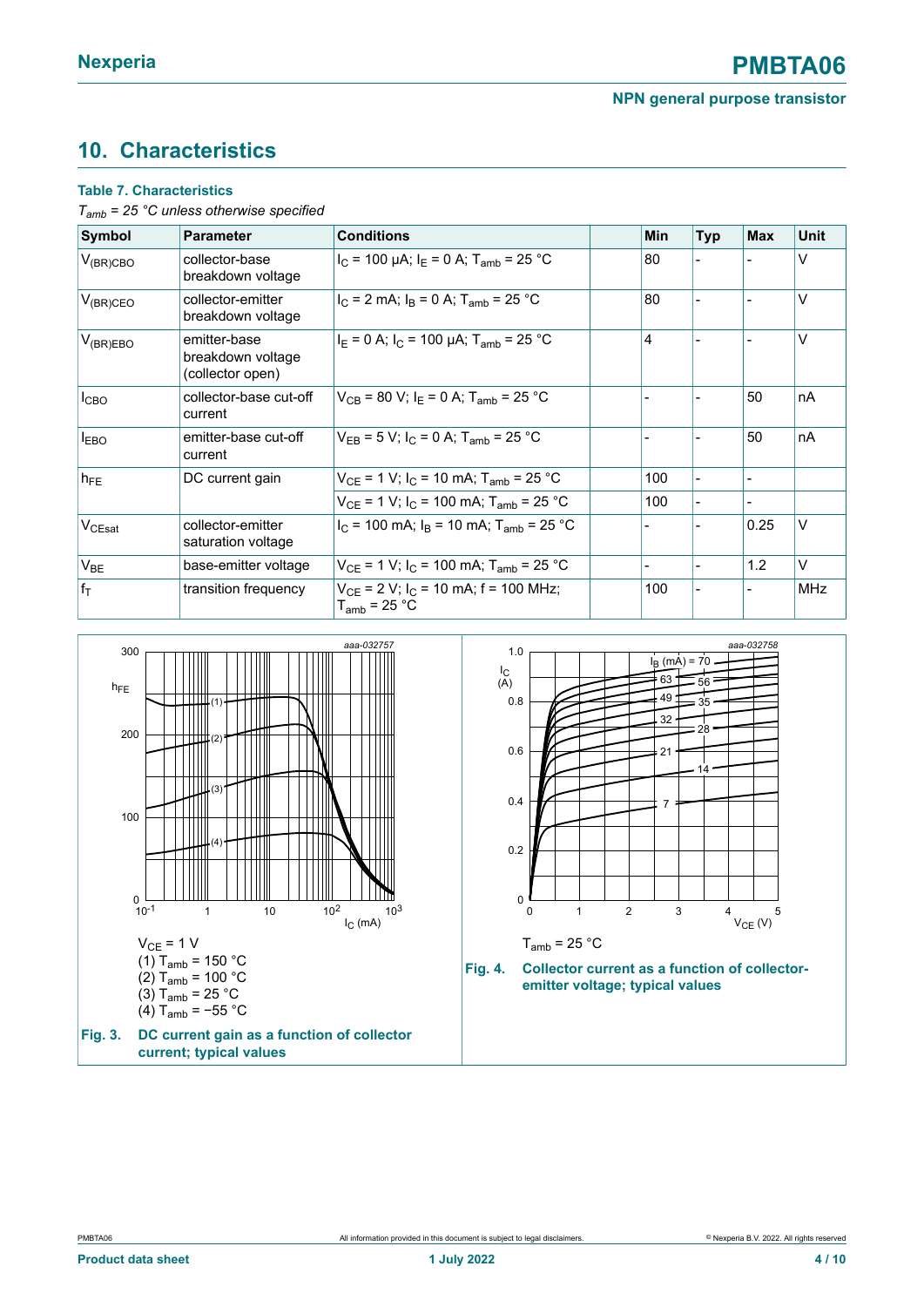## 10. Characteristics

**Table 7. Characteristics**

*$T_{amb}$ = 25 °C unless otherwise specified*

| Symbol | Parameter | Conditions | | Min | Typ | Max | Unit |
|---|---|---|---|---|---|---|---|
| $V_{(BR)CBO}$ | collector-base breakdown voltage | $I_C$ = 100 µA; $I_E$ = 0 A; $T_{amb}$ = 25 °C | | 80 | - | - | V |
| $V_{(BR)CEO}$ | collector-emitter breakdown voltage | $I_C$ = 2 mA; $I_B$ = 0 A; $T_{amb}$ = 25 °C | | 80 | - | - | V |
| $V_{(BR)EBO}$ | emitter-base breakdown voltage (collector open) | $I_E$ = 0 A; $I_C$ = 100 µA; $T_{amb}$ = 25 °C | | 4 | - | - | V |
| $I_{CBO}$ | collector-base cut-off current | $V_{CB}$ = 80 V; $I_E$ = 0 A; $T_{amb}$ = 25 °C | | - | - | 50 | nA |
| $I_{EBO}$ | emitter-base cut-off current | $V_{EB}$ = 5 V; $I_C$ = 0 A; $T_{amb}$ = 25 °C | | - | - | 50 | nA |
| $h_{FE}$ | DC current gain | $V_{CE}$ = 1 V; $I_C$ = 10 mA; $T_{amb}$ = 25 °C | | 100 | - | - | |
| | | $V_{CE}$ = 1 V; $I_C$ = 100 mA; $T_{amb}$ = 25 °C | | 100 | - | - | |
| $V_{CEsat}$ | collector-emitter saturation voltage | $I_C$ = 100 mA; $I_B$ = 10 mA; $T_{amb}$ = 25 °C | | - | - | 0.25 | V |
| $V_{BE}$ | base-emitter voltage | $V_{CE}$ = 1 V; $I_C$ = 100 mA; $T_{amb}$ = 25 °C | | - | - | 1.2 | V |
| $f_T$ | transition frequency | $V_{CE}$ = 2 V; $I_C$ = 10 mA; f = 100 MHz; $T_{amb}$ = 25 °C | | 100 | - | - | MHz |

$V_{CE}$ = 1 V
(1) $T_{amb}$ = 150 °C
(2) $T_{amb}$ = 100 °C
(3) $T_{amb}$ = 25 °C
(4) $T_{amb}$ = −55 °C

**Fig. 3. DC current gain as a function of collector current; typical values**

$T_{amb}$ = 25 °C

**Fig. 4. Collector current as a function of collector-emitter voltage; typical values**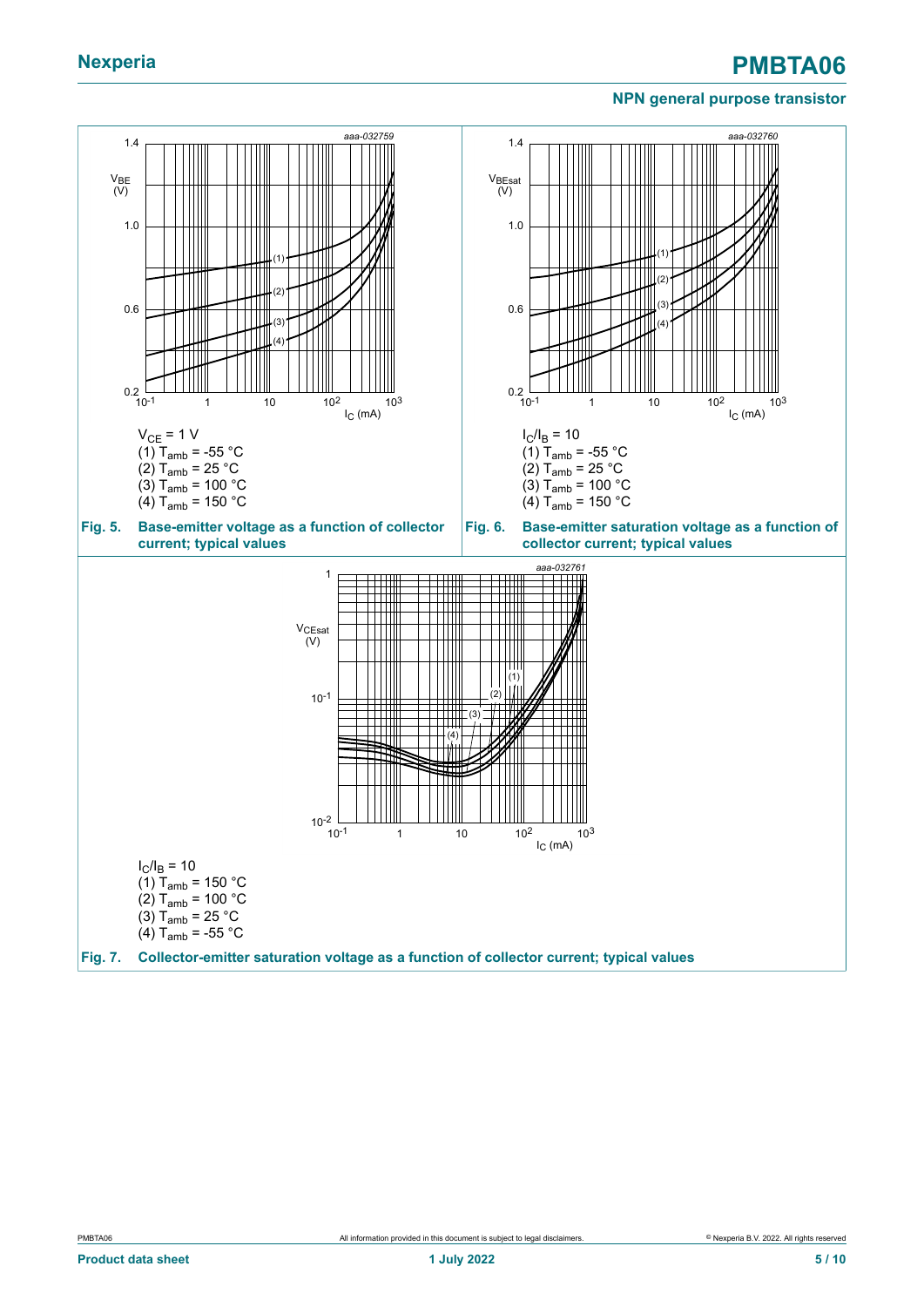$V_{CE}$ = 1 V
(1) $T_{amb}$ = -55 °C
(2) $T_{amb}$ = 25 °C
(3) $T_{amb}$ = 100 °C
(4) $T_{amb}$ = 150 °C

**Fig. 5. Base-emitter voltage as a function of collector current; typical values**

$I_C/I_B$ = 10
(1) $T_{amb}$ = -55 °C
(2) $T_{amb}$ = 25 °C
(3) $T_{amb}$ = 100 °C
(4) $T_{amb}$ = 150 °C

**Fig. 6. Base-emitter saturation voltage as a function of collector current; typical values**

$I_C/I_B$ = 10
(1) $T_{amb}$ = 150 °C
(2) $T_{amb}$ = 100 °C
(3) $T_{amb}$ = 25 °C
(4) $T_{amb}$ = -55 °C

**Fig. 7. Collector-emitter saturation voltage as a function of collector current; typical values**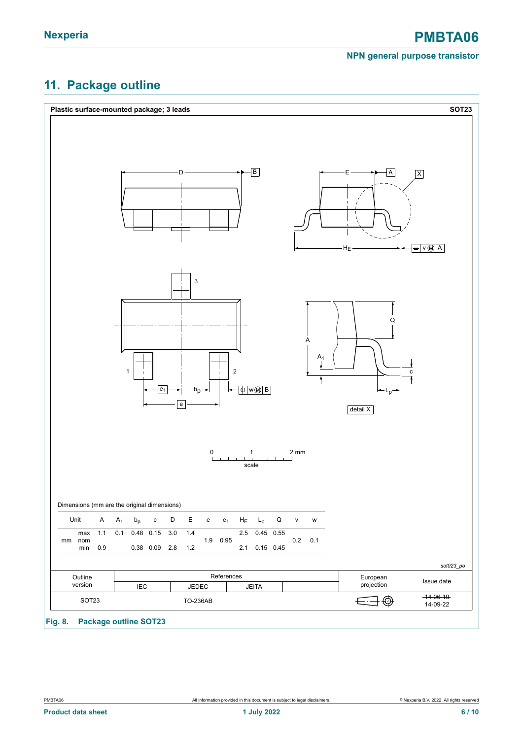## 11. Package outline

**Plastic surface-mounted package; 3 leads** **SOT23**

Dimensions (mm are the original dimensions)

| Unit | | A | $A_1$ | $b_p$ | c | D | E | e | $e_1$ | $H_E$ | $L_p$ | Q | v | w |
|---|---|---|---|---|---|---|---|---|---|---|---|---|---|---|
| mm | max | 1.1 | 0.1 | 0.48 | 0.15 | 3.0 | 1.4 | | | 2.5 | 0.45 | 0.55 | | |
| | nom | | | | | | | 1.9 | 0.95 | | | | 0.2 | 0.1 |
| | min | 0.9 | | 0.38 | 0.09 | 2.8 | 1.2 | | | 2.1 | 0.15 | 0.45 | | |

*sot023_po*

| Outline version | References | | | | European projection | Issue date |
|---|---|---|---|---|---|---|
| | IEC | JEDEC | JEITA | | | |
| SOT23 | | TO-236AB | | | | ~~14-06-19~~ 14-09-22 |

**Fig. 8. Package outline SOT23**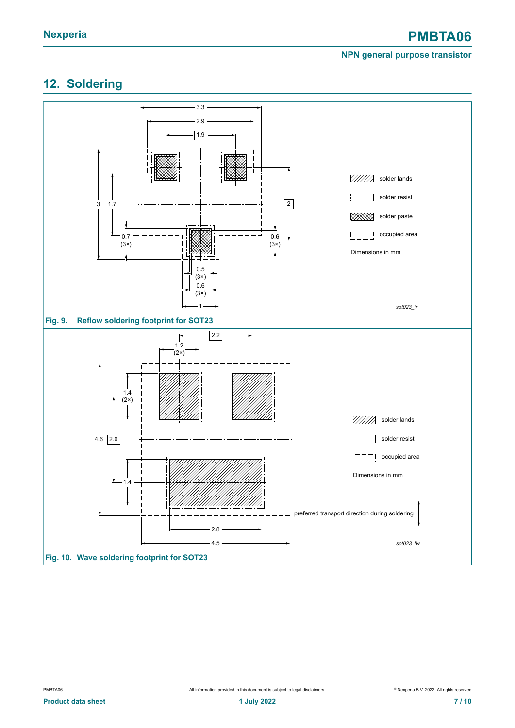## 12. Soldering

Fig. 9. Reflow soldering footprint for SOT23

Fig. 10. Wave soldering footprint for SOT23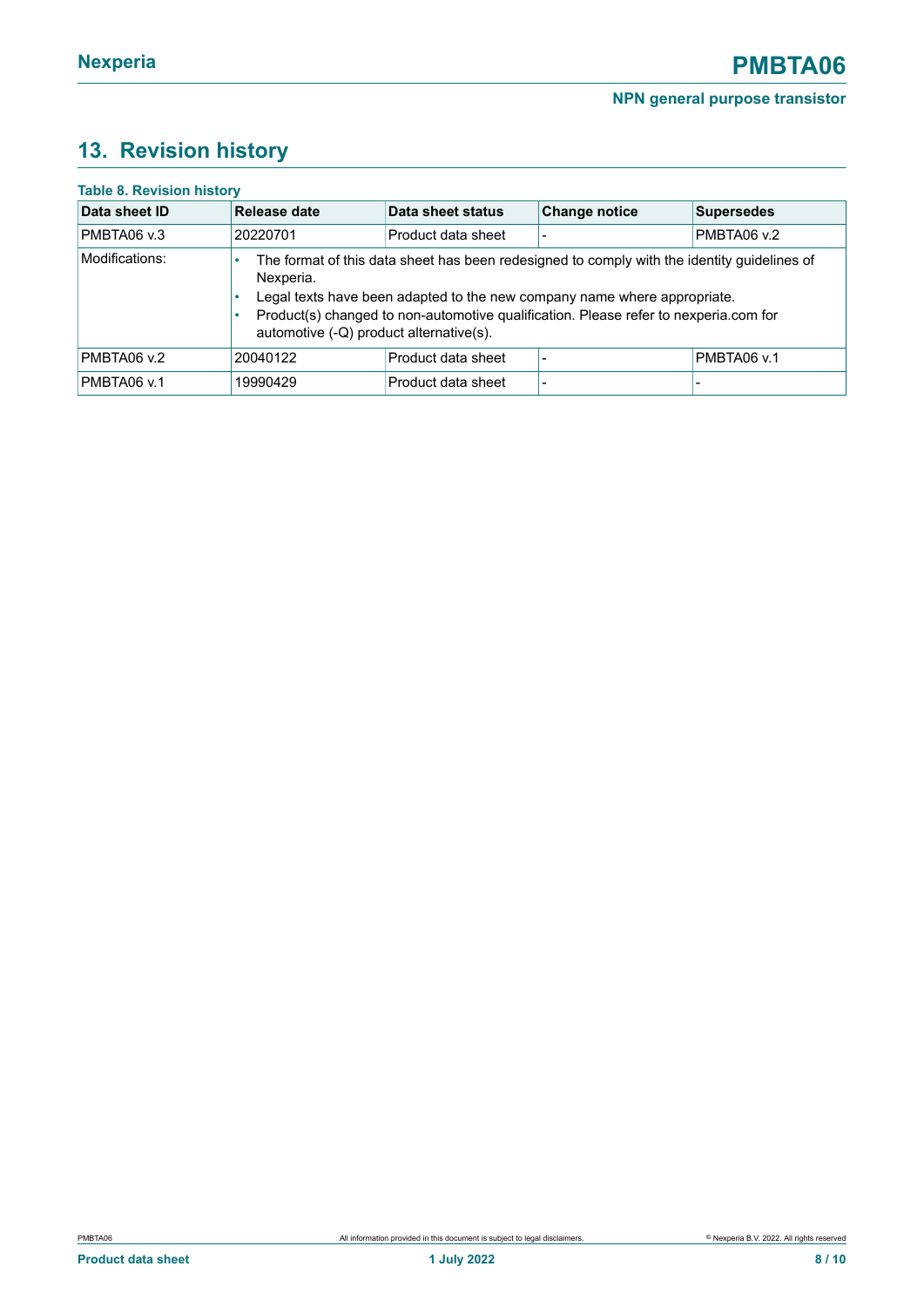## 13. Revision history

**Table 8. Revision history**

| Data sheet ID | Release date | Data sheet status | Change notice | Supersedes |
|---|---|---|---|---|
| PMBTA06 v.3 | 20220701 | Product data sheet | - | PMBTA06 v.2 |
| Modifications: | • The format of this data sheet has been redesigned to comply with the identity guidelines of Nexperia. • Legal texts have been adapted to the new company name where appropriate. • Product(s) changed to non-automotive qualification. Please refer to nexperia.com for automotive (-Q) product alternative(s). | | | |
| PMBTA06 v.2 | 20040122 | Product data sheet | - | PMBTA06 v.1 |
| PMBTA06 v.1 | 19990429 | Product data sheet | - | - |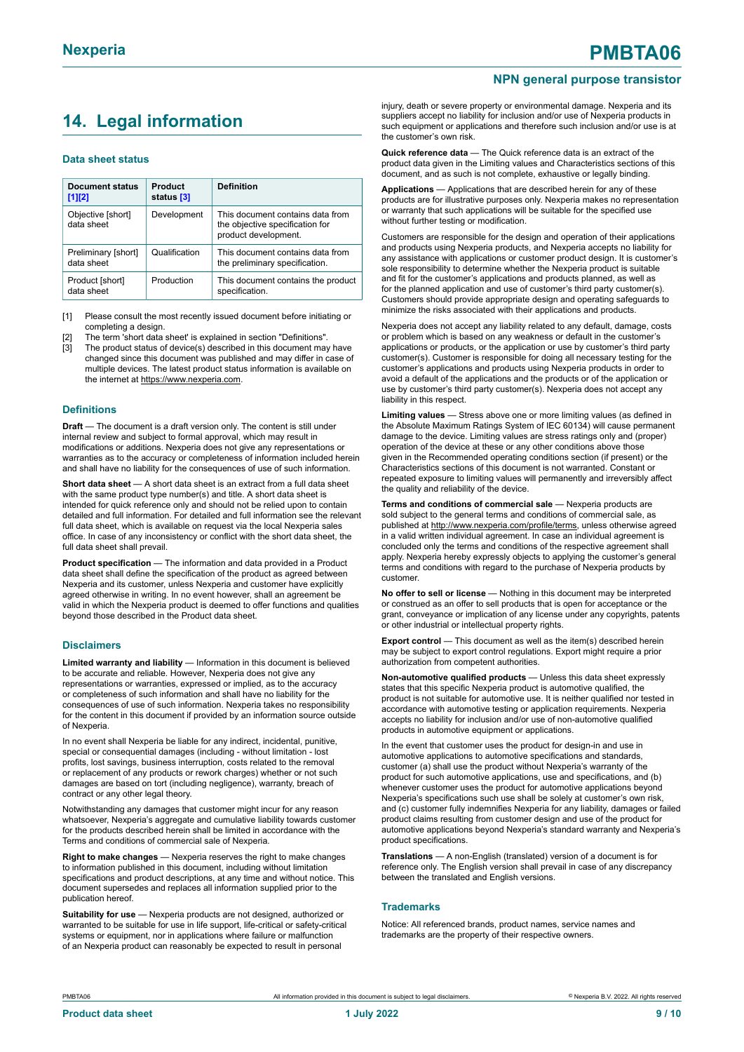## 14. Legal information

### Data sheet status

| Document status [1][2] | Product status [3] | Definition |
|---|---|---|
| Objective [short] data sheet | Development | This document contains data from the objective specification for product development. |
| Preliminary [short] data sheet | Qualification | This document contains data from the preliminary specification. |
| Product [short] data sheet | Production | This document contains the product specification. |

[1] Please consult the most recently issued document before initiating or completing a design.
[2] The term 'short data sheet' is explained in section "Definitions".
[3] The product status of device(s) described in this document may have changed since this document was published and may differ in case of multiple devices. The latest product status information is available on the internet at https://www.nexperia.com.

### Definitions

**Draft** — The document is a draft version only. The content is still under internal review and subject to formal approval, which may result in modifications or additions. Nexperia does not give any representations or warranties as to the accuracy or completeness of information included herein and shall have no liability for the consequences of use of such information.

**Short data sheet** — A short data sheet is an extract from a full data sheet with the same product type number(s) and title. A short data sheet is intended for quick reference only and should not be relied upon to contain detailed and full information. For detailed and full information see the relevant full data sheet, which is available on request via the local Nexperia sales office. In case of any inconsistency or conflict with the short data sheet, the full data sheet shall prevail.

**Product specification** — The information and data provided in a Product data sheet shall define the specification of the product as agreed between Nexperia and its customer, unless Nexperia and customer have explicitly agreed otherwise in writing. In no event however, shall an agreement be valid in which the Nexperia product is deemed to offer functions and qualities beyond those described in the Product data sheet.

### Disclaimers

**Limited warranty and liability** — Information in this document is believed to be accurate and reliable. However, Nexperia does not give any representations or warranties, expressed or implied, as to the accuracy or completeness of such information and shall have no liability for the consequences of use of such information. Nexperia takes no responsibility for the content in this document if provided by an information source outside of Nexperia.

In no event shall Nexperia be liable for any indirect, incidental, punitive, special or consequential damages (including - without limitation - lost profits, lost savings, business interruption, costs related to the removal or replacement of any products or rework charges) whether or not such damages are based on tort (including negligence), warranty, breach of contract or any other legal theory.

Notwithstanding any damages that customer might incur for any reason whatsoever, Nexperia's aggregate and cumulative liability towards customer for the products described herein shall be limited in accordance with the Terms and conditions of commercial sale of Nexperia.

**Right to make changes** — Nexperia reserves the right to make changes to information published in this document, including without limitation specifications and product descriptions, at any time and without notice. This document supersedes and replaces all information supplied prior to the publication hereof.

**Suitability for use** — Nexperia products are not designed, authorized or warranted to be suitable for use in life support, life-critical or safety-critical systems or equipment, nor in applications where failure or malfunction of an Nexperia product can reasonably be expected to result in personal injury, death or severe property or environmental damage. Nexperia and its suppliers accept no liability for inclusion and/or use of Nexperia products in such equipment or applications and therefore such inclusion and/or use is at the customer's own risk.

**Quick reference data** — The Quick reference data is an extract of the product data given in the Limiting values and Characteristics sections of this document, and as such is not complete, exhaustive or legally binding.

**Applications** — Applications that are described herein for any of these products are for illustrative purposes only. Nexperia makes no representation or warranty that such applications will be suitable for the specified use without further testing or modification.

Customers are responsible for the design and operation of their applications and products using Nexperia products, and Nexperia accepts no liability for any assistance with applications or customer product design. It is customer's sole responsibility to determine whether the Nexperia product is suitable and fit for the customer's applications and products planned, as well as for the planned application and use of customer's third party customer(s). Customers should provide appropriate design and operating safeguards to minimize the risks associated with their applications and products.

Nexperia does not accept any liability related to any default, damage, costs or problem which is based on any weakness or default in the customer's applications or products, or the application or use by customer's third party customer(s). Customer is responsible for doing all necessary testing for the customer's applications and products using Nexperia products in order to avoid a default of the applications and the products or of the application or use by customer's third party customer(s). Nexperia does not accept any liability in this respect.

**Limiting values** — Stress above one or more limiting values (as defined in the Absolute Maximum Ratings System of IEC 60134) will cause permanent damage to the device. Limiting values are stress ratings only and (proper) operation of the device at these or any other conditions above those given in the Recommended operating conditions section (if present) or the Characteristics sections of this document is not warranted. Constant or repeated exposure to limiting values will permanently and irreversibly affect the quality and reliability of the device.

**Terms and conditions of commercial sale** — Nexperia products are sold subject to the general terms and conditions of commercial sale, as published at http://www.nexperia.com/profile/terms, unless otherwise agreed in a valid written individual agreement. In case an individual agreement is concluded only the terms and conditions of the respective agreement shall apply. Nexperia hereby expressly objects to applying the customer's general terms and conditions with regard to the purchase of Nexperia products by customer.

**No offer to sell or license** — Nothing in this document may be interpreted or construed as an offer to sell products that is open for acceptance or the grant, conveyance or implication of any license under any copyrights, patents or other industrial or intellectual property rights.

**Export control** — This document as well as the item(s) described herein may be subject to export control regulations. Export might require a prior authorization from competent authorities.

**Non-automotive qualified products** — Unless this data sheet expressly states that this specific Nexperia product is automotive qualified, the product is not suitable for automotive use. It is neither qualified nor tested in accordance with automotive testing or application requirements. Nexperia accepts no liability for inclusion and/or use of non-automotive qualified products in automotive equipment or applications.

In the event that customer uses the product for design-in and use in automotive applications to automotive specifications and standards, customer (a) shall use the product without Nexperia's warranty of the product for such automotive applications, use and specifications, and (b) whenever customer uses the product for automotive applications beyond Nexperia's specifications such use shall be solely at customer's own risk, and (c) customer fully indemnifies Nexperia for any liability, damages or failed product claims resulting from customer design and use of the product for automotive applications beyond Nexperia's standard warranty and Nexperia's product specifications.

**Translations** — A non-English (translated) version of a document is for reference only. The English version shall prevail in case of any discrepancy between the translated and English versions.

### Trademarks

Notice: All referenced brands, product names, service names and trademarks are the property of their respective owners.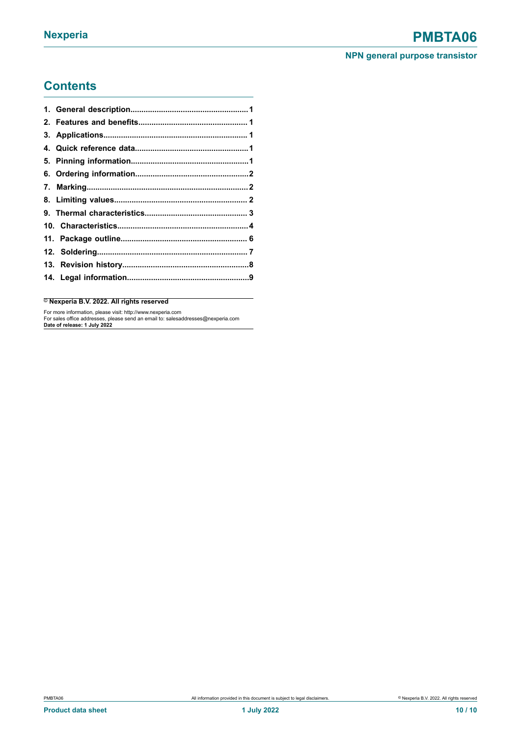## Contents

1. General description....................................................1
2. Features and benefits.................................................1
3. Applications...............................................................1
4. Quick reference data..................................................1
5. Pinning information.....................................................1
6. Ordering information...................................................2
7. Marking.......................................................................2
8. Limiting values............................................................2
9. Thermal characteristics..............................................3
10. Characteristics..........................................................4
11. Package outline.........................................................6
12. Soldering...................................................................7
13. Revision history.........................................................8
14. Legal information.......................................................9

**© Nexperia B.V. 2022. All rights reserved**

For more information, please visit: http://www.nexperia.com
For sales office addresses, please send an email to: salesaddresses@nexperia.com
**Date of release: 1 July 2022**